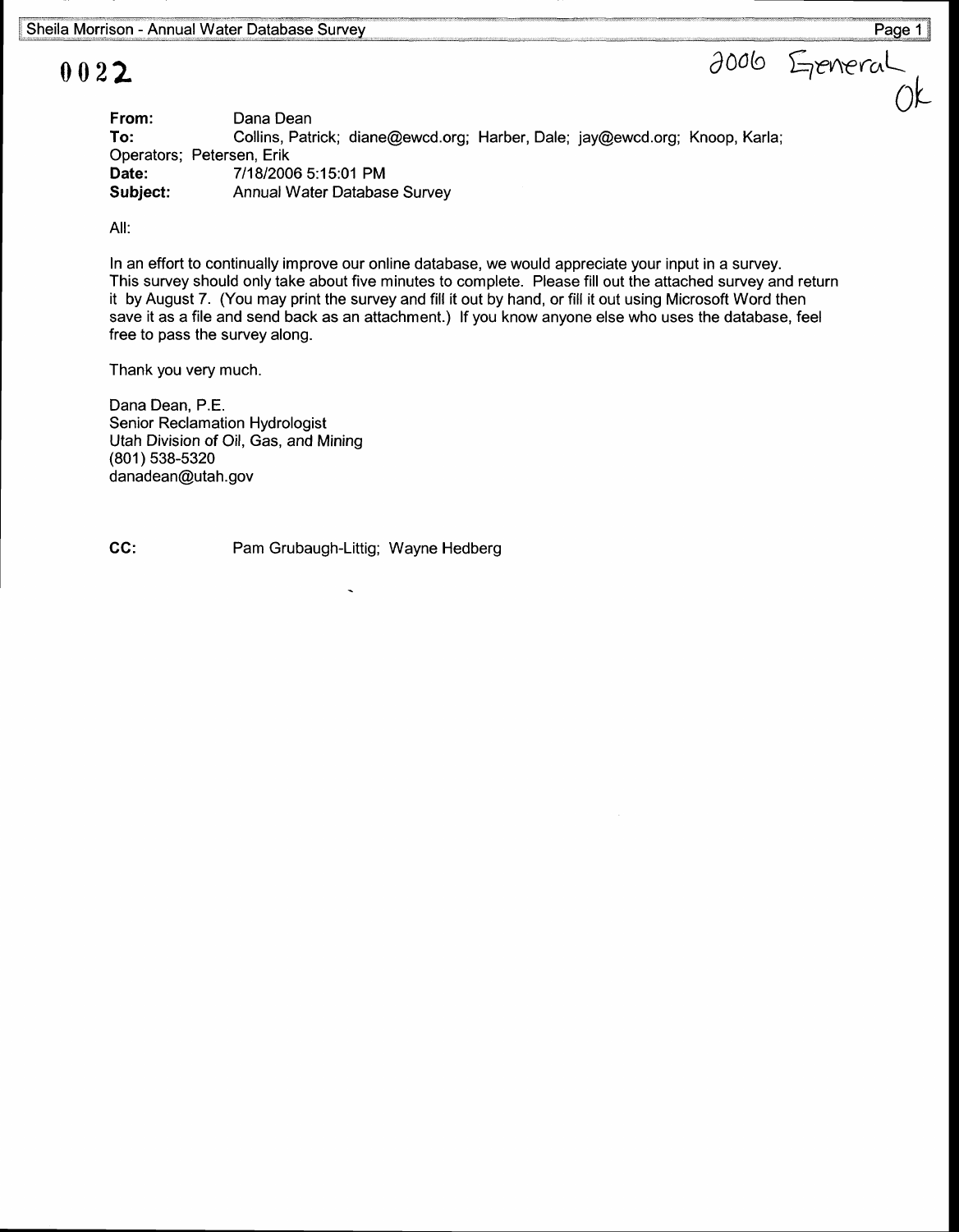0022

2006 General
Ok

**From:** Dana Dean
**To:** Collins, Patrick; diane@ewcd.org; Harber, Dale; jay@ewcd.org; Knoop, Karla; Operators; Petersen, Erik
**Date:** 7/18/2006 5:15:01 PM
**Subject:** Annual Water Database Survey

All:

In an effort to continually improve our online database, we would appreciate your input in a survey. This survey should only take about five minutes to complete. Please fill out the attached survey and return it by August 7. (You may print the survey and fill it out by hand, or fill it out using Microsoft Word then save it as a file and send back as an attachment.) If you know anyone else who uses the database, feel free to pass the survey along.

Thank you very much.

Dana Dean, P.E.
Senior Reclamation Hydrologist
Utah Division of Oil, Gas, and Mining
(801) 538-5320
danadean@utah.gov

**CC:** Pam Grubaugh-Littig; Wayne Hedberg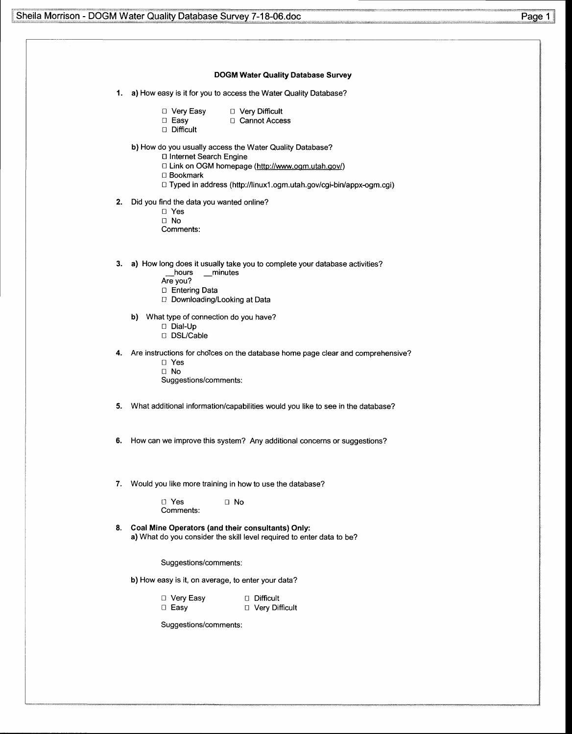**DOGM Water Quality Database Survey**

1. **a)** How easy is it for you to access the Water Quality Database?

   - ☐ Very Easy
   - ☐ Easy
   - ☐ Difficult
   - ☐ Very Difficult
   - ☐ Cannot Access

   **b)** How do you usually access the Water Quality Database?

   - ☐ Internet Search Engine
   - ☐ Link on OGM homepage (http://www.ogm.utah.gov/)
   - ☐ Bookmark
   - ☐ Typed in address (http://linux1.ogm.utah.gov/cgi-bin/appx-ogm.cgi)

2. Did you find the data you wanted online?

   - ☐ Yes
   - ☐ No

   Comments:

3. **a)** How long does it usually take you to complete your database activities?

   __hours __minutes

   Are you?

   - ☐ Entering Data
   - ☐ Downloading/Looking at Data

   **b)** What type of connection do you have?

   - ☐ Dial-Up
   - ☐ DSL/Cable

4. Are instructions for choices on the database home page clear and comprehensive?

   - ☐ Yes
   - ☐ No

   Suggestions/comments:

5. What additional information/capabilities would you like to see in the database?

6. How can we improve this system? Any additional concerns or suggestions?

7. Would you like more training in how to use the database?

   - ☐ Yes
   - ☐ No

   Comments:

8. **Coal Mine Operators (and their consultants) Only:**

   **a)** What do you consider the skill level required to enter data to be?

   Suggestions/comments:

   **b)** How easy is it, on average, to enter your data?

   - ☐ Very Easy
   - ☐ Easy
   - ☐ Difficult
   - ☐ Very Difficult

   Suggestions/comments: